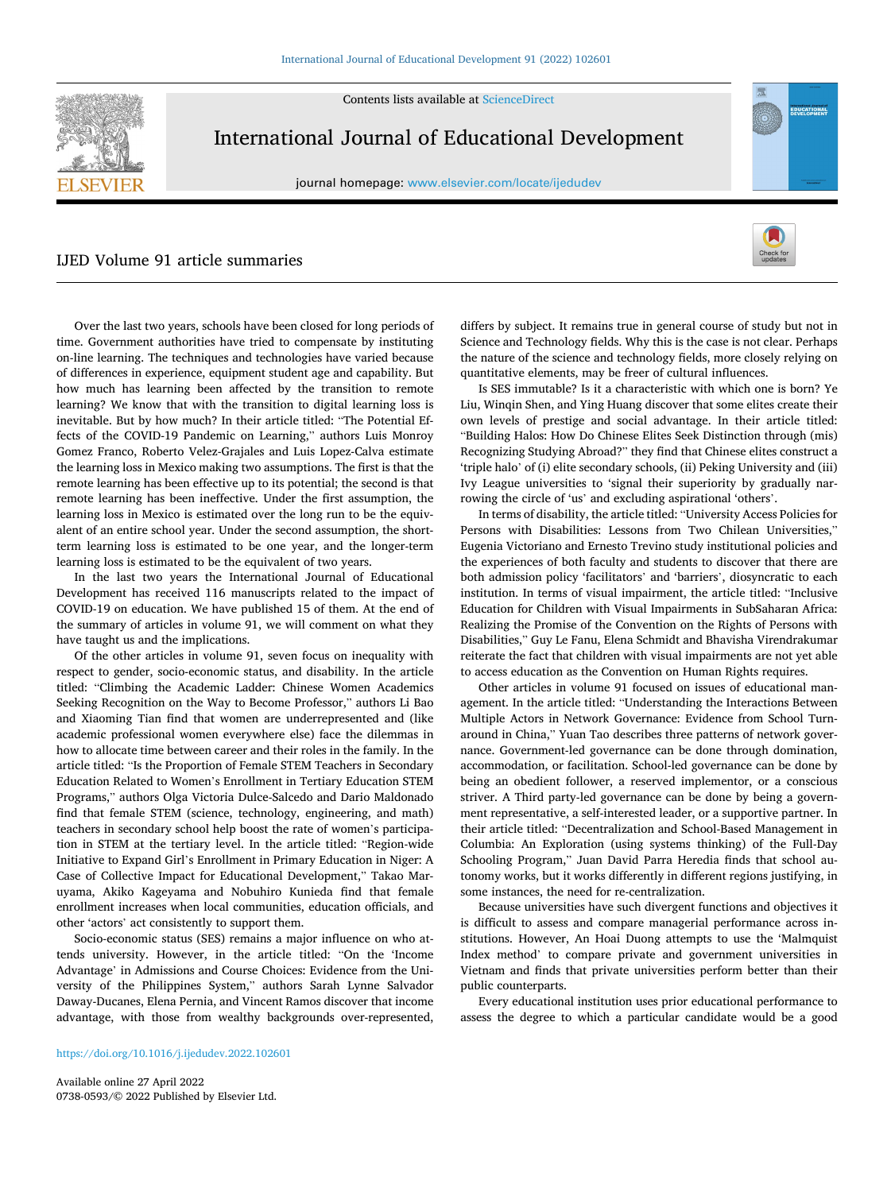# IJED Volume 91 article summaries

Over the last two years, schools have been closed for long periods of time. Government authorities have tried to compensate by instituting on-line learning. The techniques and technologies have varied because of differences in experience, equipment student age and capability. But how much has learning been affected by the transition to remote learning? We know that with the transition to digital learning loss is inevitable. But by how much? In their article titled: "The Potential Effects of the COVID-19 Pandemic on Learning," authors Luis Monroy Gomez Franco, Roberto Velez-Grajales and Luis Lopez-Calva estimate the learning loss in Mexico making two assumptions. The first is that the remote learning has been effective up to its potential; the second is that remote learning has been ineffective. Under the first assumption, the learning loss in Mexico is estimated over the long run to be the equivalent of an entire school year. Under the second assumption, the short-term learning loss is estimated to be one year, and the longer-term learning loss is estimated to be the equivalent of two years.

In the last two years the International Journal of Educational Development has received 116 manuscripts related to the impact of COVID-19 on education. We have published 15 of them. At the end of the summary of articles in volume 91, we will comment on what they have taught us and the implications.

Of the other articles in volume 91, seven focus on inequality with respect to gender, socio-economic status, and disability. In the article titled: "Climbing the Academic Ladder: Chinese Women Academics Seeking Recognition on the Way to Become Professor," authors Li Bao and Xiaoming Tian find that women are underrepresented and (like academic professional women everywhere else) face the dilemmas in how to allocate time between career and their roles in the family. In the article titled: "Is the Proportion of Female STEM Teachers in Secondary Education Related to Women's Enrollment in Tertiary Education STEM Programs," authors Olga Victoria Dulce-Salcedo and Dario Maldonado find that female STEM (science, technology, engineering, and math) teachers in secondary school help boost the rate of women's participation in STEM at the tertiary level. In the article titled: "Region-wide Initiative to Expand Girl's Enrollment in Primary Education in Niger: A Case of Collective Impact for Educational Development," Takao Maruyama, Akiko Kageyama and Nobuhiro Kunieda find that female enrollment increases when local communities, education officials, and other 'actors' act consistently to support them.

Socio-economic status (SES) remains a major influence on who attends university. However, in the article titled: "On the 'Income Advantage' in Admissions and Course Choices: Evidence from the University of the Philippines System," authors Sarah Lynne Salvador Daway-Ducanes, Elena Pernia, and Vincent Ramos discover that income advantage, with those from wealthy backgrounds over-represented, differs by subject. It remains true in general course of study but not in Science and Technology fields. Why this is the case is not clear. Perhaps the nature of the science and technology fields, more closely relying on quantitative elements, may be freer of cultural influences.

Is SES immutable? Is it a characteristic with which one is born? Ye Liu, Winqin Shen, and Ying Huang discover that some elites create their own levels of prestige and social advantage. In their article titled: "Building Halos: How Do Chinese Elites Seek Distinction through (mis) Recognizing Studying Abroad?" they find that Chinese elites construct a 'triple halo' of (i) elite secondary schools, (ii) Peking University and (iii) Ivy League universities to 'signal their superiority by gradually narrowing the circle of 'us' and excluding aspirational 'others'.

In terms of disability, the article titled: "University Access Policies for Persons with Disabilities: Lessons from Two Chilean Universities," Eugenia Victoriano and Ernesto Trevino study institutional policies and the experiences of both faculty and students to discover that there are both admission policy 'facilitators' and 'barriers', diosyncratic to each institution. In terms of visual impairment, the article titled: "Inclusive Education for Children with Visual Impairments in SubSaharan Africa: Realizing the Promise of the Convention on the Rights of Persons with Disabilities," Guy Le Fanu, Elena Schmidt and Bhavisha Virendrakumar reiterate the fact that children with visual impairments are not yet able to access education as the Convention on Human Rights requires.

Other articles in volume 91 focused on issues of educational management. In the article titled: "Understanding the Interactions Between Multiple Actors in Network Governance: Evidence from School Turnaround in China," Yuan Tao describes three patterns of network governance. Government-led governance can be done through domination, accommodation, or facilitation. School-led governance can be done by being an obedient follower, a reserved implementor, or a conscious striver. A Third party-led governance can be done by being a government representative, a self-interested leader, or a supportive partner. In their article titled: "Decentralization and School-Based Management in Columbia: An Exploration (using systems thinking) of the Full-Day Schooling Program," Juan David Parra Heredia finds that school autonomy works, but it works differently in different regions justifying, in some instances, the need for re-centralization.

Because universities have such divergent functions and objectives it is difficult to assess and compare managerial performance across institutions. However, An Hoai Duong attempts to use the 'Malmquist Index method' to compare private and government universities in Vietnam and finds that private universities perform better than their public counterparts.

Every educational institution uses prior educational performance to assess the degree to which a particular candidate would be a good

https://doi.org/10.1016/j.ijedudev.2022.102601

Available online 27 April 2022

0738-0593/© 2022 Published by Elsevier Ltd.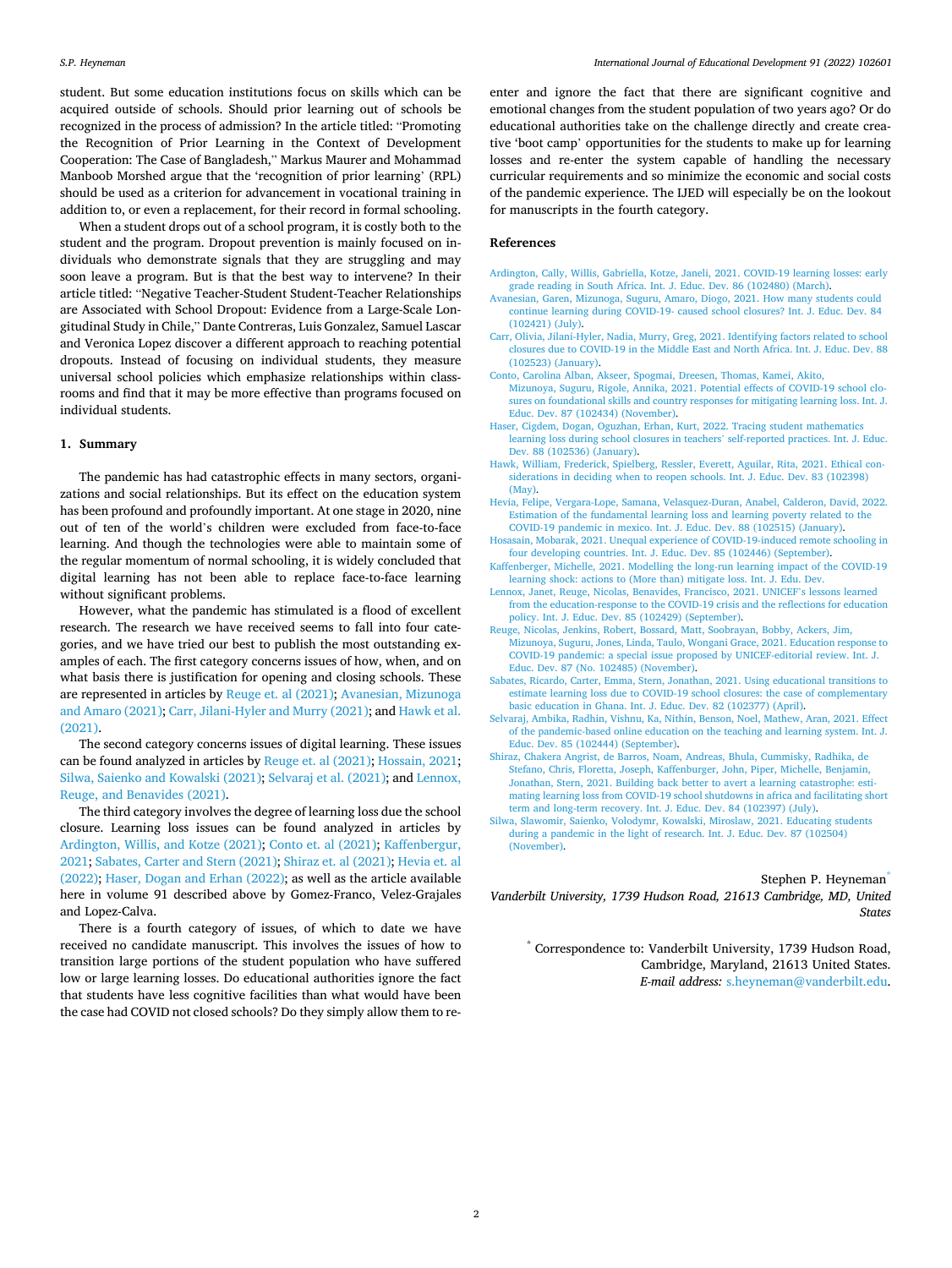student. But some education institutions focus on skills which can be acquired outside of schools. Should prior learning out of schools be recognized in the process of admission? In the article titled: "Promoting the Recognition of Prior Learning in the Context of Development Cooperation: The Case of Bangladesh," Markus Maurer and Mohammad Manboob Morshed argue that the 'recognition of prior learning' (RPL) should be used as a criterion for advancement in vocational training in addition to, or even a replacement, for their record in formal schooling.

When a student drops out of a school program, it is costly both to the student and the program. Dropout prevention is mainly focused on individuals who demonstrate signals that they are struggling and may soon leave a program. But is that the best way to intervene? In their article titled: "Negative Teacher-Student Student-Teacher Relationships are Associated with School Dropout: Evidence from a Large-Scale Longitudinal Study in Chile," Dante Contreras, Luis Gonzalez, Samuel Lascar and Veronica Lopez discover a different approach to reaching potential dropouts. Instead of focusing on individual students, they measure universal school policies which emphasize relationships within classrooms and find that it may be more effective than programs focused on individual students.

## 1. Summary

The pandemic has had catastrophic effects in many sectors, organizations and social relationships. But its effect on the education system has been profound and profoundly important. At one stage in 2020, nine out of ten of the world's children were excluded from face-to-face learning. And though the technologies were able to maintain some of the regular momentum of normal schooling, it is widely concluded that digital learning has not been able to replace face-to-face learning without significant problems.

However, what the pandemic has stimulated is a flood of excellent research. The research we have received seems to fall into four categories, and we have tried our best to publish the most outstanding examples of each. The first category concerns issues of how, when, and on what basis there is justification for opening and closing schools. These are represented in articles by Reuge et. al (2021); Avanesian, Mizunoga and Amaro (2021); Carr, Jilani-Hyler and Murry (2021); and Hawk et al. (2021).

The second category concerns issues of digital learning. These issues can be found analyzed in articles by Reuge et. al (2021); Hossain, 2021; Silwa, Saienko and Kowalski (2021); Selvaraj et al. (2021); and Lennox, Reuge, and Benavides (2021).

The third category involves the degree of learning loss due the school closure. Learning loss issues can be found analyzed in articles by Ardington, Willis, and Kotze (2021); Conto et. al (2021); Kaffenbergur, 2021; Sabates, Carter and Stern (2021); Shiraz et. al (2021); Hevia et. al (2022); Haser, Dogan and Erhan (2022); as well as the article available here in volume 91 described above by Gomez-Franco, Velez-Grajales and Lopez-Calva.

There is a fourth category of issues, of which to date we have received no candidate manuscript. This involves the issues of how to transition large portions of the student population who have suffered low or large learning losses. Do educational authorities ignore the fact that students have less cognitive facilities than what would have been the case had COVID not closed schools? Do they simply allow them to re-enter and ignore the fact that there are significant cognitive and emotional changes from the student population of two years ago? Or do educational authorities take on the challenge directly and create creative 'boot camp' opportunities for the students to make up for learning losses and re-enter the system capable of handling the necessary curricular requirements and so minimize the economic and social costs of the pandemic experience. The IJED will especially be on the lookout for manuscripts in the fourth category.

## References

Ardington, Cally, Willis, Gabriella, Kotze, Janeli, 2021. COVID-19 learning losses: early grade reading in South Africa. Int. J. Educ. Dev. 86 (102480) (March).

Avanesian, Garen, Mizunoga, Suguru, Amaro, Diogo, 2021. How many students could continue learning during COVID-19- caused school closures? Int. J. Educ. Dev. 84 (102421) (July).

Carr, Olivia, Jilani-Hyler, Nadia, Murry, Greg, 2021. Identifying factors related to school closures due to COVID-19 in the Middle East and North Africa. Int. J. Educ. Dev. 88 (102523) (January).

Conto, Carolina Alban, Akseer, Spogmai, Dreesen, Thomas, Kamei, Akito, Mizunoya, Suguru, Rigole, Annika, 2021. Potential effects of COVID-19 school closures on foundational skills and country responses for mitigating learning loss. Int. J. Educ. Dev. 87 (102434) (November).

Haser, Cigdem, Dogan, Oguzhan, Erhan, Kurt, 2022. Tracing student mathematics learning loss during school closures in teachers' self-reported practices. Int. J. Educ. Dev. 88 (102536) (January).

Hawk, William, Frederick, Spielberg, Ressler, Everett, Aguilar, Rita, 2021. Ethical considerations in deciding when to reopen schools. Int. J. Educ. Dev. 83 (102398) (May).

Hevia, Felipe, Vergara-Lope, Samana, Velasquez-Duran, Anabel, Calderon, David, 2022. Estimation of the fundamental learning loss and learning poverty related to the COVID-19 pandemic in mexico. Int. J. Educ. Dev. 88 (102515) (January).

Hosasain, Mobarak, 2021. Unequal experience of COVID-19-induced remote schooling in four developing countries. Int. J. Educ. Dev. 85 (102446) (September).

Kaffenberger, Michelle, 2021. Modelling the long-run learning impact of the COVID-19 learning shock: actions to (More than) mitigate loss. Int. J. Edu. Dev.

Lennox, Janet, Reuge, Nicolas, Benavides, Francisco, 2021. UNICEF's lessons learned from the education-response to the COVID-19 crisis and the reflections for education policy. Int. J. Educ. Dev. 85 (102429) (September).

Reuge, Nicolas, Jenkins, Robert, Bossard, Matt, Soobrayan, Bobby, Ackers, Jim, Mizunoya, Suguru, Jones, Linda, Taulo, Wongani Grace, 2021. Education response to COVID-19 pandemic: a special issue proposed by UNICEF-editorial review. Int. J. Educ. Dev. 87 (No. 102485) (November).

Sabates, Ricardo, Carter, Emma, Stern, Jonathan, 2021. Using educational transitions to estimate learning loss due to COVID-19 school closures: the case of complementary basic education in Ghana. Int. J. Educ. Dev. 82 (102377) (April).

Selvaraj, Ambika, Radhin, Vishnu, Ka, Nithin, Benson, Noel, Mathew, Aran, 2021. Effect of the pandemic-based online education on the teaching and learning system. Int. J. Educ. Dev. 85 (102444) (September).

Shiraz, Chakera Angrist, de Barros, Noam, Andreas, Bhula, Cummisky, Radhika, de Stefano, Chris, Floretta, Joseph, Kaffenburger, John, Piper, Michelle, Benjamin, Jonathan, Stern, 2021. Building back better to avert a learning catastrophe: estimating learning loss from COVID-19 school shutdowns in africa and facilitating short term and long-term recovery. Int. J. Educ. Dev. 84 (102397) (July).

Silwa, Slawomir, Saienko, Volodymr, Kowalski, Miroslaw, 2021. Educating students during a pandemic in the light of research. Int. J. Educ. Dev. 87 (102504) (November).

Stephen P. Heyneman[*]

*Vanderbilt University, 1739 Hudson Road, 21613 Cambridge, MD, United States*

[*] Correspondence to: Vanderbilt University, 1739 Hudson Road, Cambridge, Maryland, 21613 United States.

*E-mail address:* s.heyneman@vanderbilt.edu.